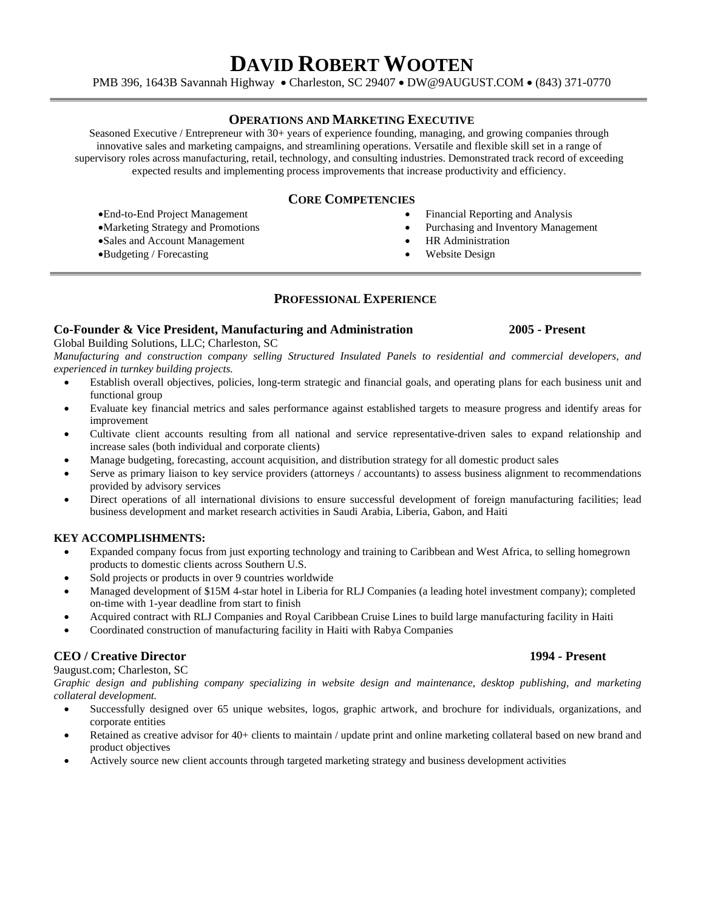# DAVID ROBERT WOOTEN

PMB 396, 1643B Savannah Highway • Charleston, SC 29407 • DW@9AUGUST.COM • (843) 371-0770

## OPERATIONS AND MARKETING EXECUTIVE

Seasoned Executive / Entrepreneur with 30+ years of experience founding, managing, and growing companies through innovative sales and marketing campaigns, and streamlining operations. Versatile and flexible skill set in a range of supervisory roles across manufacturing, retail, technology, and consulting industries. Demonstrated track record of exceeding expected results and implementing process improvements that increase productivity and efficiency.

## CORE COMPETENCIES

- End-to-End Project Management
- Marketing Strategy and Promotions
- Sales and Account Management
- Budgeting / Forecasting
- Financial Reporting and Analysis
- Purchasing and Inventory Management
- HR Administration
- Website Design

## PROFESSIONAL EXPERIENCE

### Co-Founder & Vice President, Manufacturing and Administration — 2005 - Present

Global Building Solutions, LLC; Charleston, SC

*Manufacturing and construction company selling Structured Insulated Panels to residential and commercial developers, and experienced in turnkey building projects.*

- Establish overall objectives, policies, long-term strategic and financial goals, and operating plans for each business unit and functional group
- Evaluate key financial metrics and sales performance against established targets to measure progress and identify areas for improvement
- Cultivate client accounts resulting from all national and service representative-driven sales to expand relationship and increase sales (both individual and corporate clients)
- Manage budgeting, forecasting, account acquisition, and distribution strategy for all domestic product sales
- Serve as primary liaison to key service providers (attorneys / accountants) to assess business alignment to recommendations provided by advisory services
- Direct operations of all international divisions to ensure successful development of foreign manufacturing facilities; lead business development and market research activities in Saudi Arabia, Liberia, Gabon, and Haiti

**KEY ACCOMPLISHMENTS:**

- Expanded company focus from just exporting technology and training to Caribbean and West Africa, to selling homegrown products to domestic clients across Southern U.S.
- Sold projects or products in over 9 countries worldwide
- Managed development of $15M 4-star hotel in Liberia for RLJ Companies (a leading hotel investment company); completed on-time with 1-year deadline from start to finish
- Acquired contract with RLJ Companies and Royal Caribbean Cruise Lines to build large manufacturing facility in Haiti
- Coordinated construction of manufacturing facility in Haiti with Rabya Companies

### CEO / Creative Director — 1994 - Present

9august.com; Charleston, SC

*Graphic design and publishing company specializing in website design and maintenance, desktop publishing, and marketing collateral development.*

- Successfully designed over 65 unique websites, logos, graphic artwork, and brochure for individuals, organizations, and corporate entities
- Retained as creative advisor for 40+ clients to maintain / update print and online marketing collateral based on new brand and product objectives
- Actively source new client accounts through targeted marketing strategy and business development activities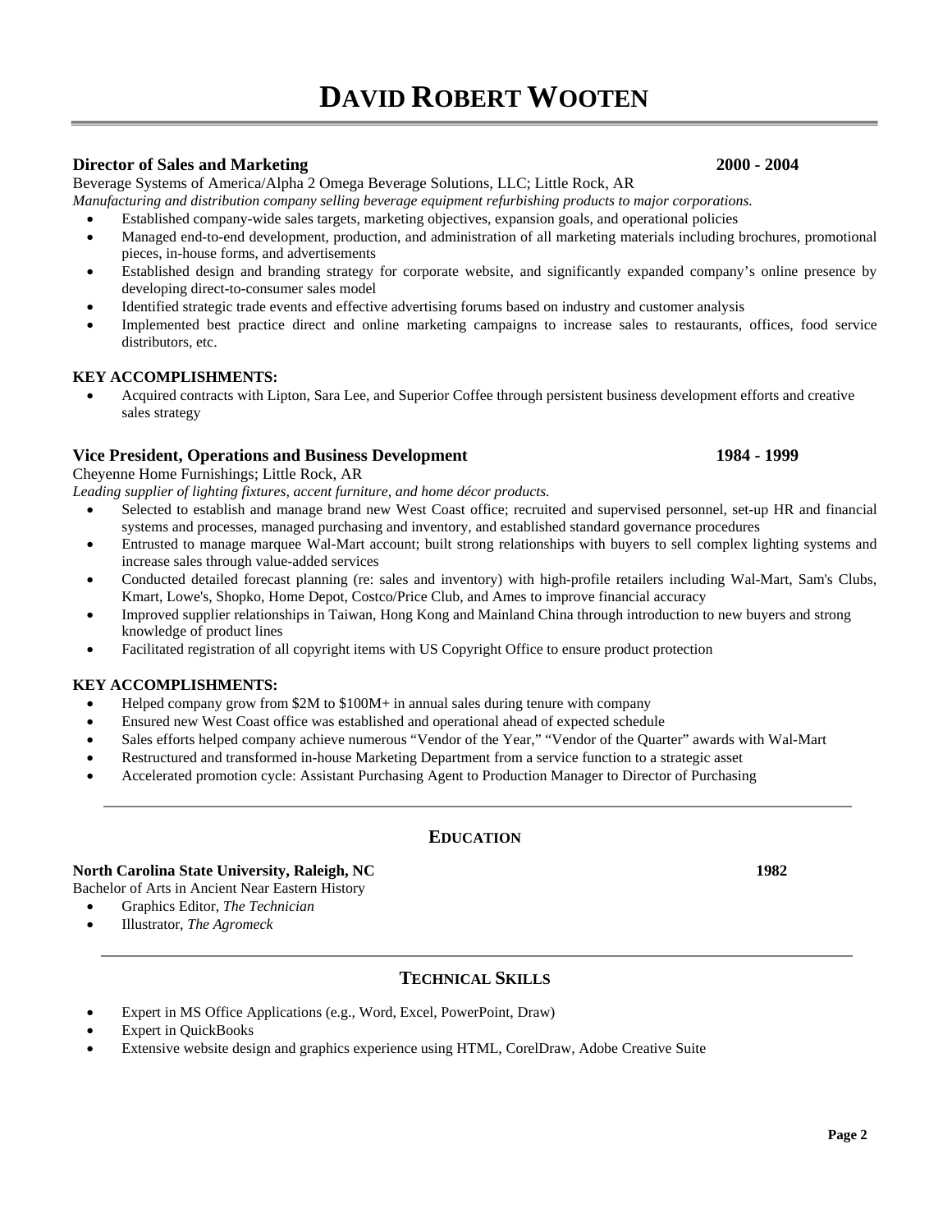# DAVID ROBERT WOOTEN

**Director of Sales and Marketing** **2000 - 2004**

Beverage Systems of America/Alpha 2 Omega Beverage Solutions, LLC; Little Rock, AR

*Manufacturing and distribution company selling beverage equipment refurbishing products to major corporations.*

- Established company-wide sales targets, marketing objectives, expansion goals, and operational policies
- Managed end-to-end development, production, and administration of all marketing materials including brochures, promotional pieces, in-house forms, and advertisements
- Established design and branding strategy for corporate website, and significantly expanded company's online presence by developing direct-to-consumer sales model
- Identified strategic trade events and effective advertising forums based on industry and customer analysis
- Implemented best practice direct and online marketing campaigns to increase sales to restaurants, offices, food service distributors, etc.

**KEY ACCOMPLISHMENTS:**

- Acquired contracts with Lipton, Sara Lee, and Superior Coffee through persistent business development efforts and creative sales strategy

**Vice President, Operations and Business Development** **1984 - 1999**

Cheyenne Home Furnishings; Little Rock, AR

*Leading supplier of lighting fixtures, accent furniture, and home décor products.*

- Selected to establish and manage brand new West Coast office; recruited and supervised personnel, set-up HR and financial systems and processes, managed purchasing and inventory, and established standard governance procedures
- Entrusted to manage marquee Wal-Mart account; built strong relationships with buyers to sell complex lighting systems and increase sales through value-added services
- Conducted detailed forecast planning (re: sales and inventory) with high-profile retailers including Wal-Mart, Sam's Clubs, Kmart, Lowe's, Shopko, Home Depot, Costco/Price Club, and Ames to improve financial accuracy
- Improved supplier relationships in Taiwan, Hong Kong and Mainland China through introduction to new buyers and strong knowledge of product lines
- Facilitated registration of all copyright items with US Copyright Office to ensure product protection

**KEY ACCOMPLISHMENTS:**

- Helped company grow from $2M to $100M+ in annual sales during tenure with company
- Ensured new West Coast office was established and operational ahead of expected schedule
- Sales efforts helped company achieve numerous "Vendor of the Year," "Vendor of the Quarter" awards with Wal-Mart
- Restructured and transformed in-house Marketing Department from a service function to a strategic asset
- Accelerated promotion cycle: Assistant Purchasing Agent to Production Manager to Director of Purchasing

---

## EDUCATION

**North Carolina State University, Raleigh, NC** **1982**

Bachelor of Arts in Ancient Near Eastern History

- Graphics Editor, *The Technician*
- Illustrator, *The Agromeck*

---

## TECHNICAL SKILLS

- Expert in MS Office Applications (e.g., Word, Excel, PowerPoint, Draw)
- Expert in QuickBooks
- Extensive website design and graphics experience using HTML, CorelDraw, Adobe Creative Suite